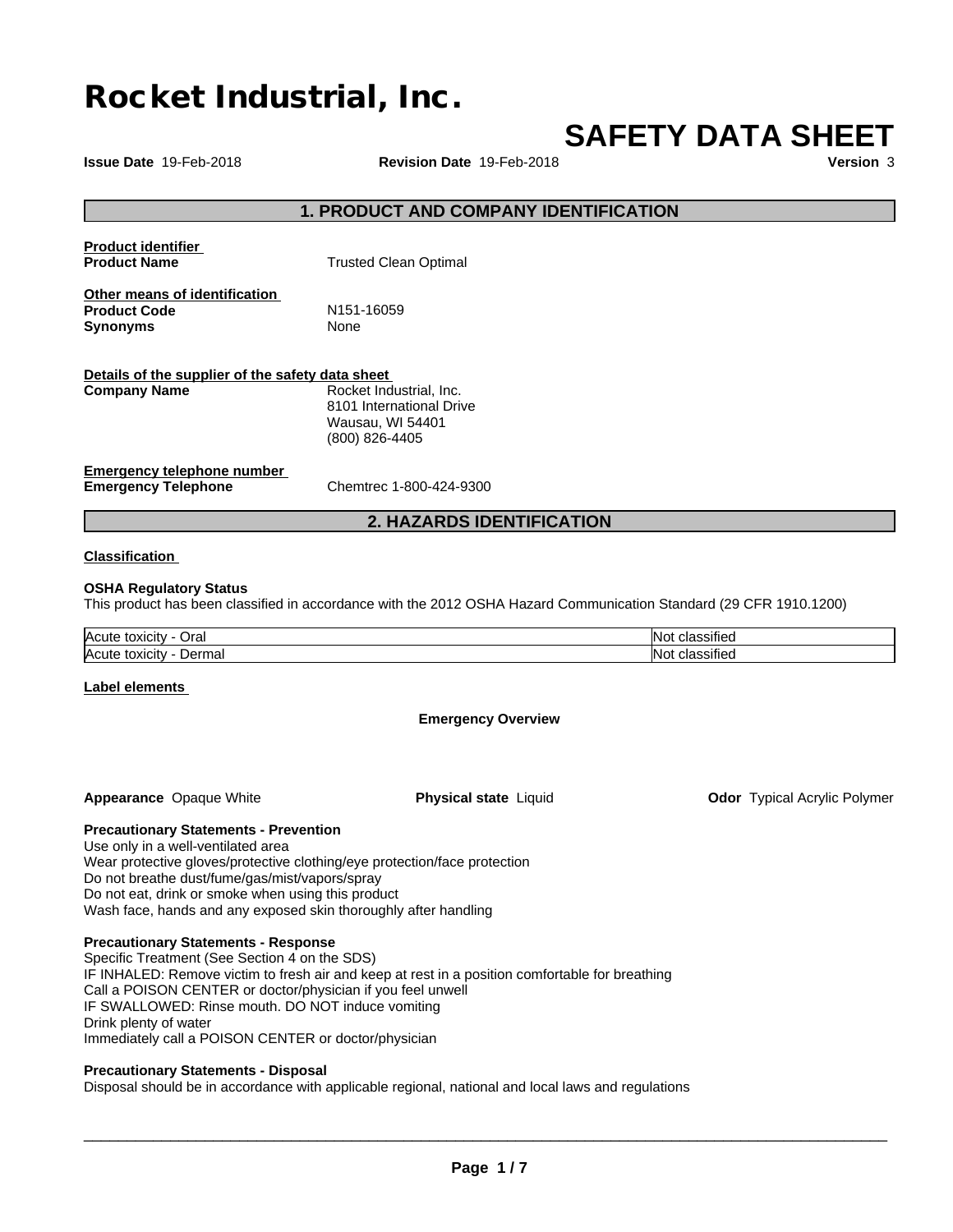# Rocket Industrial, Inc.

# SAFETY DATA SHEET

**Issue Date** 19-Feb-2018 **Revision Date** 19-Feb-2018 **Version** 3

## 1. PRODUCT AND COMPANY IDENTIFICATION

**Product identifier**

**Product Name** Trusted Clean Optimal

**Other means of identification**

**Product Code** N151-16059

**Synonyms** None

**Details of the supplier of the safety data sheet**

**Company Name** Rocket Industrial, Inc.
8101 International Drive
Wausau, WI 54401
(800) 826-4405

**Emergency telephone number**

**Emergency Telephone** Chemtrec 1-800-424-9300

## 2. HAZARDS IDENTIFICATION

**Classification**

**OSHA Regulatory Status**

This product has been classified in accordance with the 2012 OSHA Hazard Communication Standard (29 CFR 1910.1200)

| | |
|---|---|
| Acute toxicity - Oral | Not classified |
| Acute toxicity - Dermal | Not classified |

**Label elements**

**Emergency Overview**

**Appearance** Opaque White **Physical state** Liquid **Odor** Typical Acrylic Polymer

**Precautionary Statements - Prevention**

Use only in a well-ventilated area
Wear protective gloves/protective clothing/eye protection/face protection
Do not breathe dust/fume/gas/mist/vapors/spray
Do not eat, drink or smoke when using this product
Wash face, hands and any exposed skin thoroughly after handling

**Precautionary Statements - Response**

Specific Treatment (See Section 4 on the SDS)
IF INHALED: Remove victim to fresh air and keep at rest in a position comfortable for breathing
Call a POISON CENTER or doctor/physician if you feel unwell
IF SWALLOWED: Rinse mouth. DO NOT induce vomiting
Drink plenty of water
Immediately call a POISON CENTER or doctor/physician

**Precautionary Statements - Disposal**

Disposal should be in accordance with applicable regional, national and local laws and regulations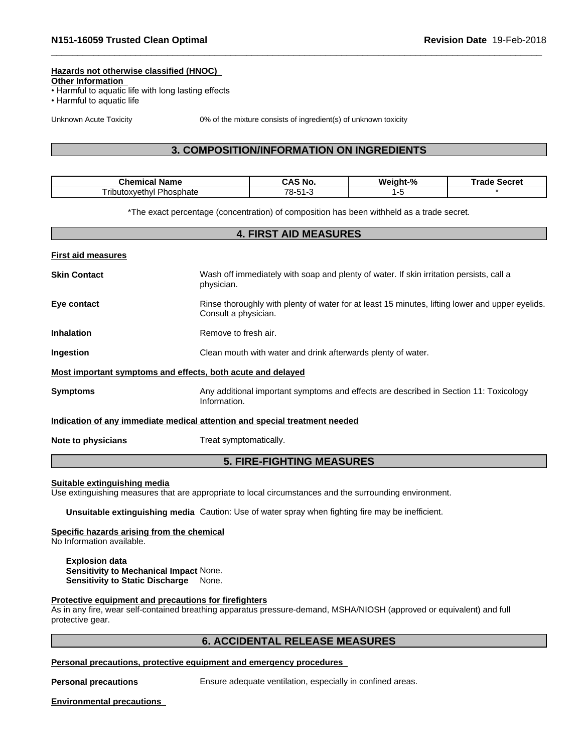**Hazards not otherwise classified (HNOC)**

**Other Information**

- Harmful to aquatic life with long lasting effects
- Harmful to aquatic life

Unknown Acute Toxicity 0% of the mixture consists of ingredient(s) of unknown toxicity

## 3. COMPOSITION/INFORMATION ON INGREDIENTS

| Chemical Name | CAS No. | Weight-% | Trade Secret |
|---|---|---|---|
| Tributoxyethyl Phosphate | 78-51-3 | 1-5 | * |

*The exact percentage (concentration) of composition has been withheld as a trade secret.

## 4. FIRST AID MEASURES

**First aid measures**

**Skin Contact** Wash off immediately with soap and plenty of water. If skin irritation persists, call a physician.

**Eye contact** Rinse thoroughly with plenty of water for at least 15 minutes, lifting lower and upper eyelids. Consult a physician.

**Inhalation** Remove to fresh air.

**Ingestion** Clean mouth with water and drink afterwards plenty of water.

**Most important symptoms and effects, both acute and delayed**

**Symptoms** Any additional important symptoms and effects are described in Section 11: Toxicology Information.

**Indication of any immediate medical attention and special treatment needed**

**Note to physicians** Treat symptomatically.

## 5. FIRE-FIGHTING MEASURES

**Suitable extinguishing media**

Use extinguishing measures that are appropriate to local circumstances and the surrounding environment.

**Unsuitable extinguishing media** Caution: Use of water spray when fighting fire may be inefficient.

**Specific hazards arising from the chemical**

No Information available.

**Explosion data**

**Sensitivity to Mechanical Impact** None.

**Sensitivity to Static Discharge** None.

**Protective equipment and precautions for firefighters**

As in any fire, wear self-contained breathing apparatus pressure-demand, MSHA/NIOSH (approved or equivalent) and full protective gear.

## 6. ACCIDENTAL RELEASE MEASURES

**Personal precautions, protective equipment and emergency procedures**

**Personal precautions** Ensure adequate ventilation, especially in confined areas.

**Environmental precautions**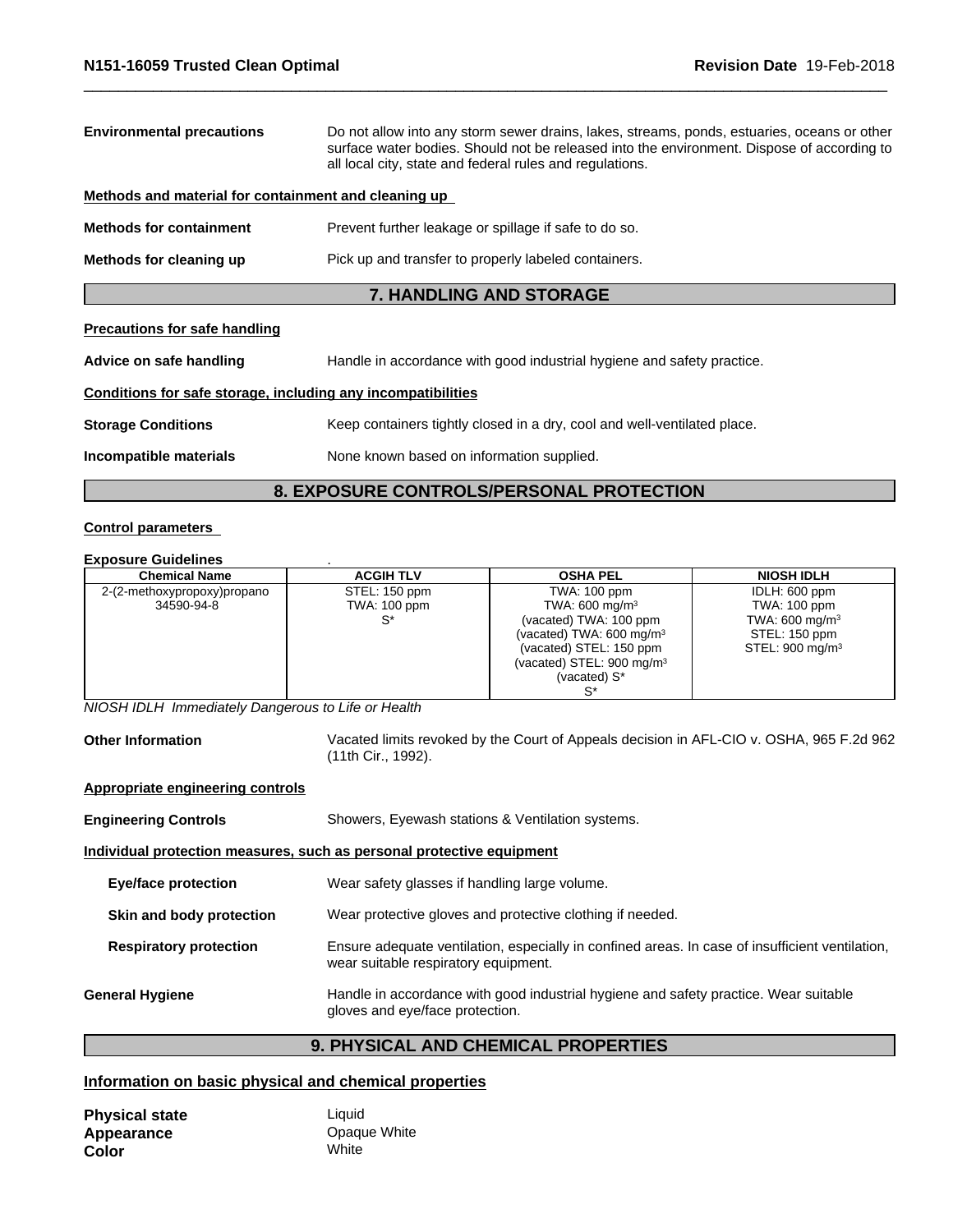**Environmental precautions** Do not allow into any storm sewer drains, lakes, streams, ponds, estuaries, oceans or other surface water bodies. Should not be released into the environment. Dispose of according to all local city, state and federal rules and regulations.

**Methods and material for containment and cleaning up**

**Methods for containment** Prevent further leakage or spillage if safe to do so.

**Methods for cleaning up** Pick up and transfer to properly labeled containers.

## 7. HANDLING AND STORAGE

**Precautions for safe handling**

**Advice on safe handling** Handle in accordance with good industrial hygiene and safety practice.

**Conditions for safe storage, including any incompatibilities**

**Storage Conditions** Keep containers tightly closed in a dry, cool and well-ventilated place.

**Incompatible materials** None known based on information supplied.

## 8. EXPOSURE CONTROLS/PERSONAL PROTECTION

**Control parameters**

**Exposure Guidelines** .

| Chemical Name | ACGIH TLV | OSHA PEL | NIOSH IDLH |
|---|---|---|---|
| 2-(2-methoxypropoxy)propano<br>34590-94-8 | STEL: 150 ppm<br>TWA: 100 ppm<br>S* | TWA: 100 ppm<br>TWA: 600 mg/m³<br>(vacated) TWA: 100 ppm<br>(vacated) TWA: 600 mg/m³<br>(vacated) STEL: 150 ppm<br>(vacated) STEL: 900 mg/m³<br>(vacated) S*<br>S* | IDLH: 600 ppm<br>TWA: 100 ppm<br>TWA: 600 mg/m³<br>STEL: 150 ppm<br>STEL: 900 mg/m³ |

*NIOSH IDLH Immediately Dangerous to Life or Health*

**Other Information** Vacated limits revoked by the Court of Appeals decision in AFL-CIO v. OSHA, 965 F.2d 962 (11th Cir., 1992).

**Appropriate engineering controls**

**Engineering Controls** Showers, Eyewash stations & Ventilation systems.

**Individual protection measures, such as personal protective equipment**

**Eye/face protection** Wear safety glasses if handling large volume.

**Skin and body protection** Wear protective gloves and protective clothing if needed.

**Respiratory protection** Ensure adequate ventilation, especially in confined areas. In case of insufficient ventilation, wear suitable respiratory equipment.

**General Hygiene** Handle in accordance with good industrial hygiene and safety practice. Wear suitable gloves and eye/face protection.

## 9. PHYSICAL AND CHEMICAL PROPERTIES

**Information on basic physical and chemical properties**

**Physical state** Liquid
**Appearance** Opaque White
**Color** White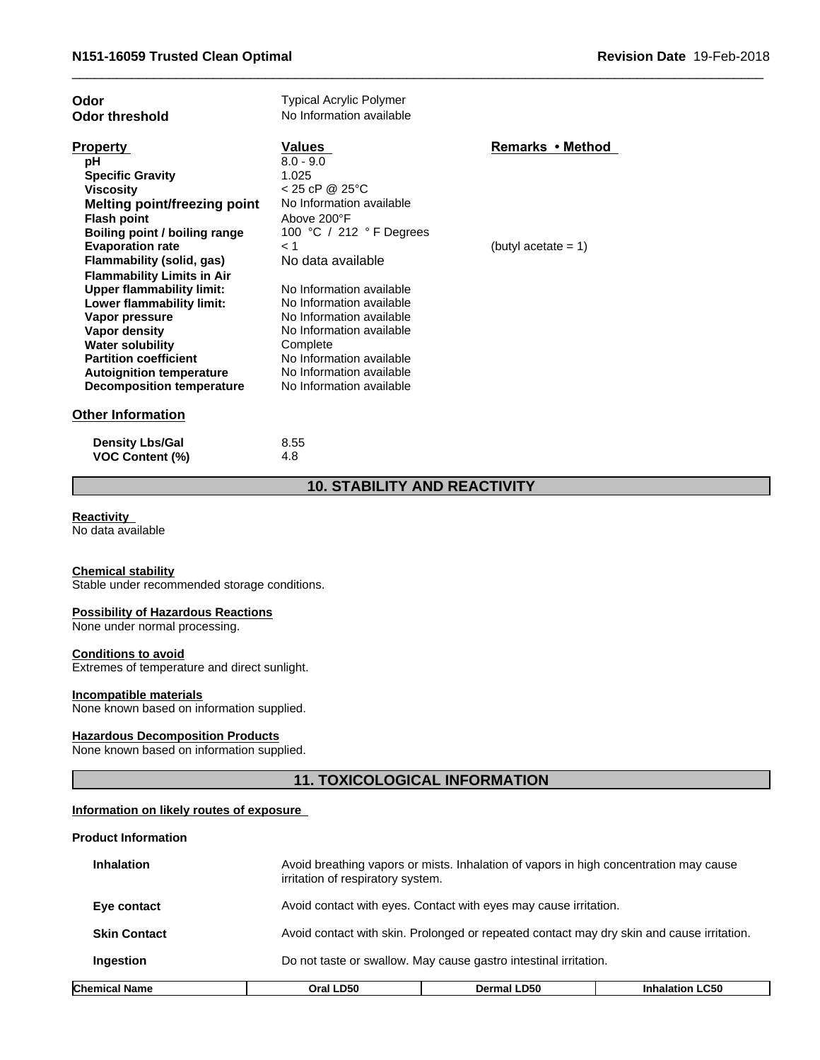| | | |
|---|---|---|
| **Odor** | Typical Acrylic Polymer | |
| **Odor threshold** | No Information available | |

| **Property** | **Values** | **Remarks • Method** |
|---|---|---|
| **pH** | 8.0 - 9.0 | |
| **Specific Gravity** | 1.025 | |
| **Viscosity** | < 25 cP @ 25°C | |
| **Melting point/freezing point** | No Information available | |
| **Flash point** | Above 200°F | |
| **Boiling point / boiling range** | 100 °C / 212 ° F Degrees | |
| **Evaporation rate** | < 1 | (butyl acetate = 1) |
| **Flammability (solid, gas)** | No data available | |
| **Flammability Limits in Air** | | |
| **Upper flammability limit:** | No Information available | |
| **Lower flammability limit:** | No Information available | |
| **Vapor pressure** | No Information available | |
| **Vapor density** | No Information available | |
| **Water solubility** | Complete | |
| **Partition coefficient** | No Information available | |
| **Autoignition temperature** | No Information available | |
| **Decomposition temperature** | No Information available | |

### Other Information

| | |
|---|---|
| **Density Lbs/Gal** | 8.55 |
| **VOC Content (%)** | 4.8 |

## 10. STABILITY AND REACTIVITY

**Reactivity**
No data available

**Chemical stability**
Stable under recommended storage conditions.

**Possibility of Hazardous Reactions**
None under normal processing.

**Conditions to avoid**
Extremes of temperature and direct sunlight.

**Incompatible materials**
None known based on information supplied.

**Hazardous Decomposition Products**
None known based on information supplied.

## 11. TOXICOLOGICAL INFORMATION

**Information on likely routes of exposure**

**Product Information**

| | |
|---|---|
| **Inhalation** | Avoid breathing vapors or mists. Inhalation of vapors in high concentration may cause irritation of respiratory system. |
| **Eye contact** | Avoid contact with eyes. Contact with eyes may cause irritation. |
| **Skin Contact** | Avoid contact with skin. Prolonged or repeated contact may dry skin and cause irritation. |
| **Ingestion** | Do not taste or swallow. May cause gastro intestinal irritation. |

| Chemical Name | Oral LD50 | Dermal LD50 | Inhalation LC50 |
|---|---|---|---|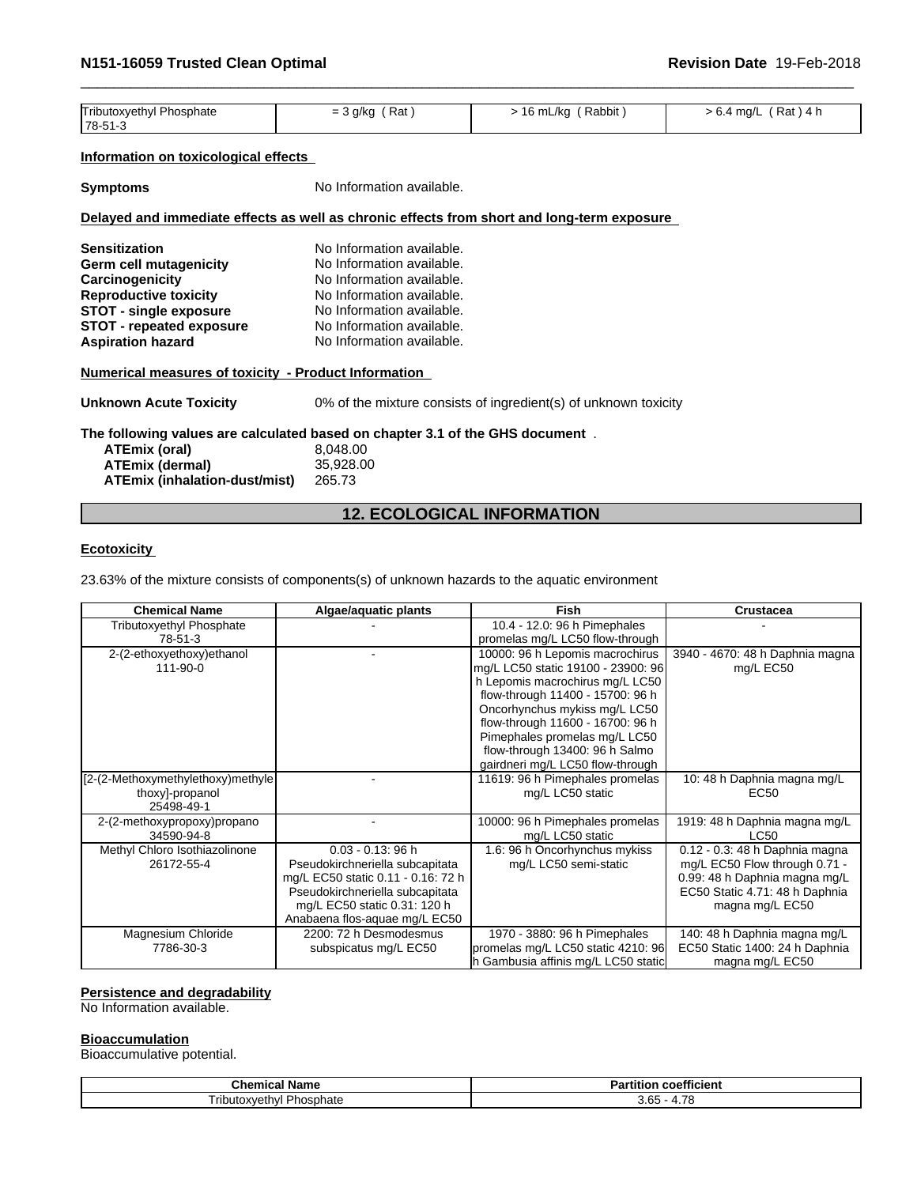| Tributoxyethyl Phosphate 78-51-3 | = 3 g/kg ( Rat ) | > 16 mL/kg ( Rabbit ) | > 6.4 mg/L ( Rat ) 4 h |
|---|---|---|---|

**Information on toxicological effects**

**Symptoms** No Information available.

**Delayed and immediate effects as well as chronic effects from short and long-term exposure**

**Sensitization** No Information available.
**Germ cell mutagenicity** No Information available.
**Carcinogenicity** No Information available.
**Reproductive toxicity** No Information available.
**STOT - single exposure** No Information available.
**STOT - repeated exposure** No Information available.
**Aspiration hazard** No Information available.

**Numerical measures of toxicity - Product Information**

**Unknown Acute Toxicity** 0% of the mixture consists of ingredient(s) of unknown toxicity

**The following values are calculated based on chapter 3.1 of the GHS document** .

**ATEmix (oral)** 8,048.00
**ATEmix (dermal)** 35,928.00
**ATEmix (inhalation-dust/mist)** 265.73

## 12. ECOLOGICAL INFORMATION

**Ecotoxicity**

23.63% of the mixture consists of components(s) of unknown hazards to the aquatic environment

| Chemical Name | Algae/aquatic plants | Fish | Crustacea |
|---|---|---|---|
| Tributoxyethyl Phosphate 78-51-3 | - | 10.4 - 12.0: 96 h Pimephales promelas mg/L LC50 flow-through | - |
| 2-(2-ethoxyethoxy)ethanol 111-90-0 | - | 10000: 96 h Lepomis macrochirus mg/L LC50 static 19100 - 23900: 96 h Lepomis macrochirus mg/L LC50 flow-through 11400 - 15700: 96 h Oncorhynchus mykiss mg/L LC50 flow-through 11600 - 16700: 96 h Pimephales promelas mg/L LC50 flow-through 13400: 96 h Salmo gairdneri mg/L LC50 flow-through | 3940 - 4670: 48 h Daphnia magna mg/L EC50 |
| [2-(2-Methoxymethylethoxy)methylethoxy]-propanol 25498-49-1 | - | 11619: 96 h Pimephales promelas mg/L LC50 static | 10: 48 h Daphnia magna mg/L EC50 |
| 2-(2-methoxypropoxy)propano 34590-94-8 | - | 10000: 96 h Pimephales promelas mg/L LC50 static | 1919: 48 h Daphnia magna mg/L LC50 |
| Methyl Chloro Isothiazolinone 26172-55-4 | 0.03 - 0.13: 96 h Pseudokirchneriella subcapitata mg/L EC50 static 0.11 - 0.16: 72 h Pseudokirchneriella subcapitata mg/L EC50 static 0.31: 120 h Anabaena flos-aquae mg/L EC50 | 1.6: 96 h Oncorhynchus mykiss mg/L LC50 semi-static | 0.12 - 0.3: 48 h Daphnia magna mg/L EC50 Flow through 0.71 - 0.99: 48 h Daphnia magna mg/L EC50 Static 4.71: 48 h Daphnia magna mg/L EC50 |
| Magnesium Chloride 7786-30-3 | 2200: 72 h Desmodesmus subspicatus mg/L EC50 | 1970 - 3880: 96 h Pimephales promelas mg/L LC50 static 4210: 96 h Gambusia affinis mg/L LC50 static | 140: 48 h Daphnia magna mg/L EC50 Static 1400: 24 h Daphnia magna mg/L EC50 |

**Persistence and degradability**

No Information available.

**Bioaccumulation**

Bioaccumulative potential.

| Chemical Name | Partition coefficient |
|---|---|
| Tributoxyethyl Phosphate | 3.65 - 4.78 |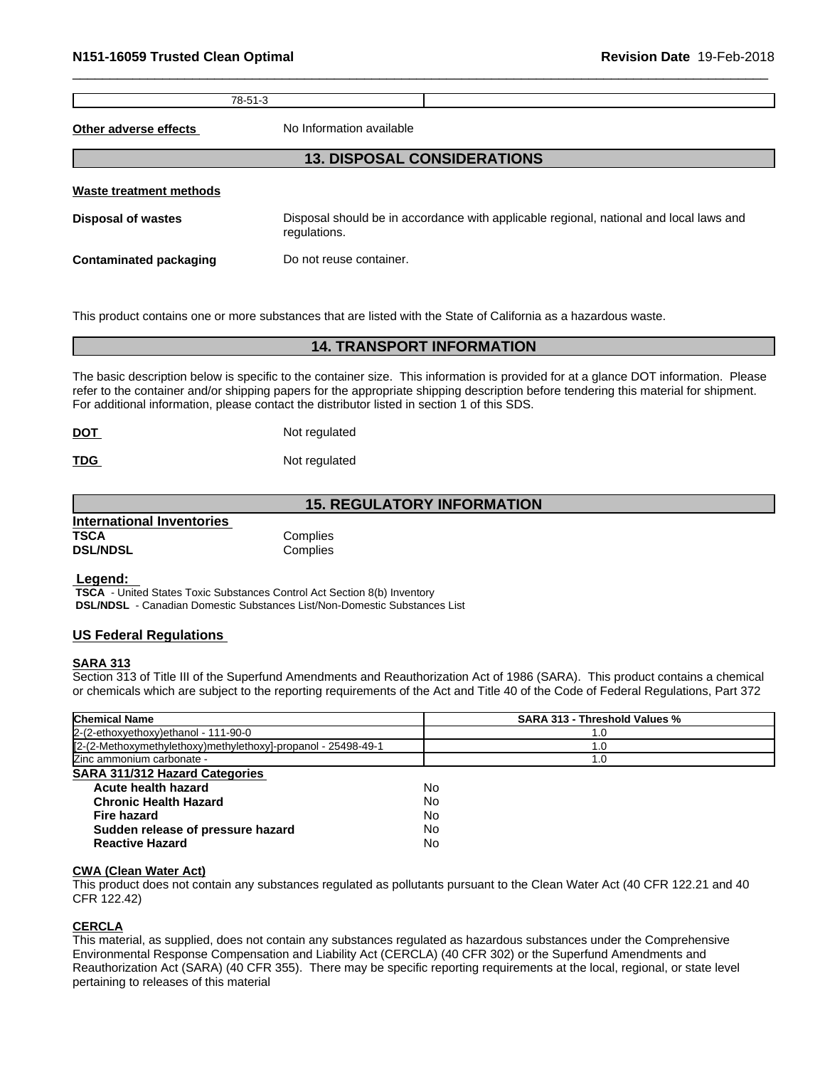| 78-51-3 | |
|---|---|

**Other adverse effects** No Information available

## 13. DISPOSAL CONSIDERATIONS

**Waste treatment methods**

**Disposal of wastes** Disposal should be in accordance with applicable regional, national and local laws and regulations.

**Contaminated packaging** Do not reuse container.

This product contains one or more substances that are listed with the State of California as a hazardous waste.

## 14. TRANSPORT INFORMATION

The basic description below is specific to the container size. This information is provided for at a glance DOT information. Please refer to the container and/or shipping papers for the appropriate shipping description before tendering this material for shipment. For additional information, please contact the distributor listed in section 1 of this SDS.

**DOT** Not regulated

**TDG** Not regulated

## 15. REGULATORY INFORMATION

**International Inventories**

**TSCA** Complies
**DSL/NDSL** Complies

**Legend:**
**TSCA** - United States Toxic Substances Control Act Section 8(b) Inventory
**DSL/NDSL** - Canadian Domestic Substances List/Non-Domestic Substances List

### US Federal Regulations

**SARA 313**
Section 313 of Title III of the Superfund Amendments and Reauthorization Act of 1986 (SARA). This product contains a chemical or chemicals which are subject to the reporting requirements of the Act and Title 40 of the Code of Federal Regulations, Part 372

| Chemical Name | SARA 313 - Threshold Values % |
|---|---|
| 2-(2-ethoxyethoxy)ethanol - 111-90-0 | 1.0 |
| [2-(2-Methoxymethylethoxy)methylethoxy]-propanol - 25498-49-1 | 1.0 |
| Zinc ammonium carbonate - | 1.0 |

**SARA 311/312 Hazard Categories**

| | |
|---|---|
| **Acute health hazard** | No |
| **Chronic Health Hazard** | No |
| **Fire hazard** | No |
| **Sudden release of pressure hazard** | No |
| **Reactive Hazard** | No |

**CWA (Clean Water Act)**
This product does not contain any substances regulated as pollutants pursuant to the Clean Water Act (40 CFR 122.21 and 40 CFR 122.42)

**CERCLA**
This material, as supplied, does not contain any substances regulated as hazardous substances under the Comprehensive Environmental Response Compensation and Liability Act (CERCLA) (40 CFR 302) or the Superfund Amendments and Reauthorization Act (SARA) (40 CFR 355). There may be specific reporting requirements at the local, regional, or state level pertaining to releases of this material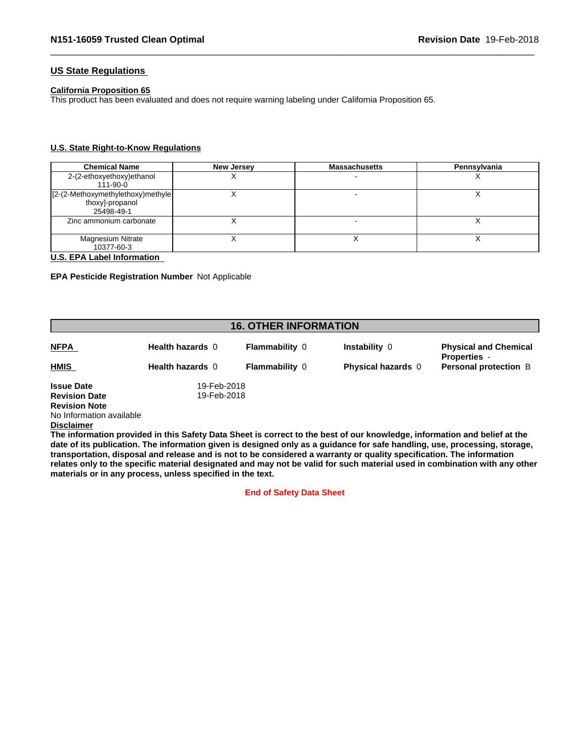## US State Regulations

### California Proposition 65

This product has been evaluated and does not require warning labeling under California Proposition 65.

### U.S. State Right-to-Know Regulations

| Chemical Name | New Jersey | Massachusetts | Pennsylvania |
|---|---|---|---|
| 2-(2-ethoxyethoxy)ethanol 111-90-0 | X | - | X |
| [2-(2-Methoxymethylethoxy)methylethoxy]-propanol 25498-49-1 | X | - | X |
| Zinc ammonium carbonate | X | - | X |
| Magnesium Nitrate 10377-60-3 | X | X | X |

### U.S. EPA Label Information

**EPA Pesticide Registration Number** Not Applicable

## 16. OTHER INFORMATION

| | | | | |
|---|---|---|---|---|
| **NFPA** | **Health hazards** 0 | **Flammability** 0 | **Instability** 0 | **Physical and Chemical Properties** - |
| **HMIS** | **Health hazards** 0 | **Flammability** 0 | **Physical hazards** 0 | **Personal protection** B |

**Issue Date** 19-Feb-2018
**Revision Date** 19-Feb-2018
**Revision Note**
No Information available

**Disclaimer**

**The information provided in this Safety Data Sheet is correct to the best of our knowledge, information and belief at the date of its publication. The information given is designed only as a guidance for safe handling, use, processing, storage, transportation, disposal and release and is not to be considered a warranty or quality specification. The information relates only to the specific material designated and may not be valid for such material used in combination with any other materials or in any process, unless specified in the text.**

**End of Safety Data Sheet**